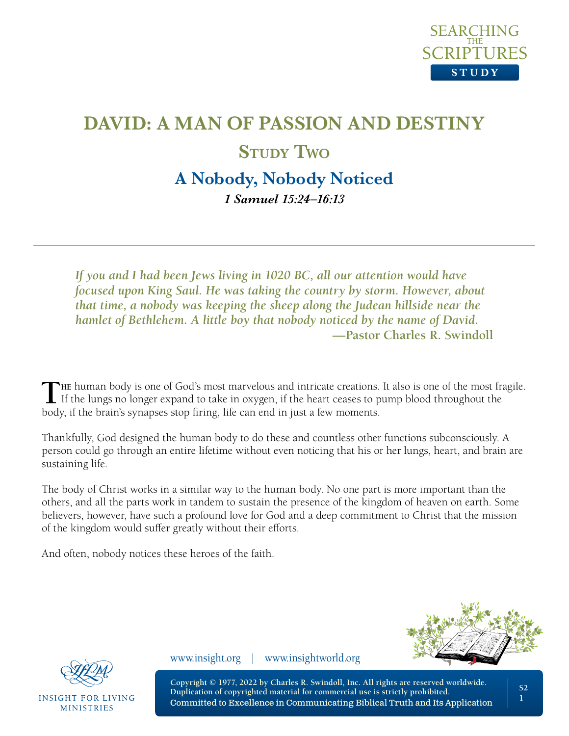# DAVID: A MAN OF PASSION AND DESTINY

## Study Two

## A Nobody, Nobody Noticed

***1 Samuel 15:24–16:13***

---

> *If you and I had been Jews living in 1020 BC, all our attention would have focused upon King Saul. He was taking the country by storm. However, about that time, a nobody was keeping the sheep along the Judean hillside near the hamlet of Bethlehem. A little boy that nobody noticed by the name of David.*
>
> **—Pastor Charles R. Swindoll**

The human body is one of God's most marvelous and intricate creations. It also is one of the most fragile. If the lungs no longer expand to take in oxygen, if the heart ceases to pump blood throughout the body, if the brain's synapses stop firing, life can end in just a few moments.

Thankfully, God designed the human body to do these and countless other functions subconsciously. A person could go through an entire lifetime without even noticing that his or her lungs, heart, and brain are sustaining life.

The body of Christ works in a similar way to the human body. No one part is more important than the others, and all the parts work in tandem to sustain the presence of the kingdom of heaven on earth. Some believers, however, have such a profound love for God and a deep commitment to Christ that the mission of the kingdom would suffer greatly without their efforts.

And often, nobody notices these heroes of the faith.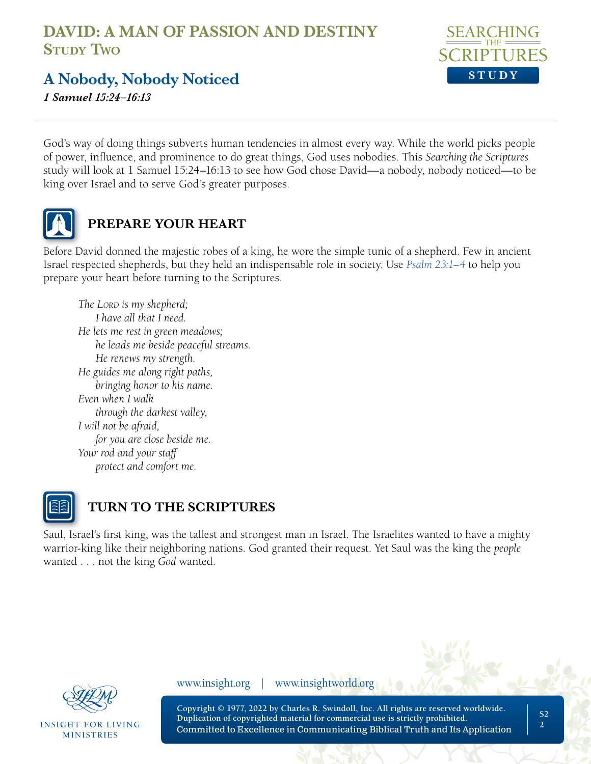# DAVID: A MAN OF PASSION AND DESTINY
## Study Two

## A Nobody, Nobody Noticed

***1 Samuel 15:24–16:13***

God's way of doing things subverts human tendencies in almost every way. While the world picks people of power, influence, and prominence to do great things, God uses nobodies. This *Searching the Scriptures* study will look at 1 Samuel 15:24–16:13 to see how God chose David—a nobody, nobody noticed—to be king over Israel and to serve God's greater purposes.

### PREPARE YOUR HEART

Before David donned the majestic robes of a king, he wore the simple tunic of a shepherd. Few in ancient Israel respected shepherds, but they held an indispensable role in society. Use *Psalm 23:1–4* to help you prepare your heart before turning to the Scriptures.

*The Lord is my shepherd;*
*I have all that I need.*
*He lets me rest in green meadows;*
*he leads me beside peaceful streams.*
*He renews my strength.*
*He guides me along right paths,*
*bringing honor to his name.*
*Even when I walk*
*through the darkest valley,*
*I will not be afraid,*
*for you are close beside me.*
*Your rod and your staff*
*protect and comfort me.*

### TURN TO THE SCRIPTURES

Saul, Israel's first king, was the tallest and strongest man in Israel. The Israelites wanted to have a mighty warrior-king like their neighboring nations. God granted their request. Yet Saul was the king the *people* wanted . . . not the king *God* wanted.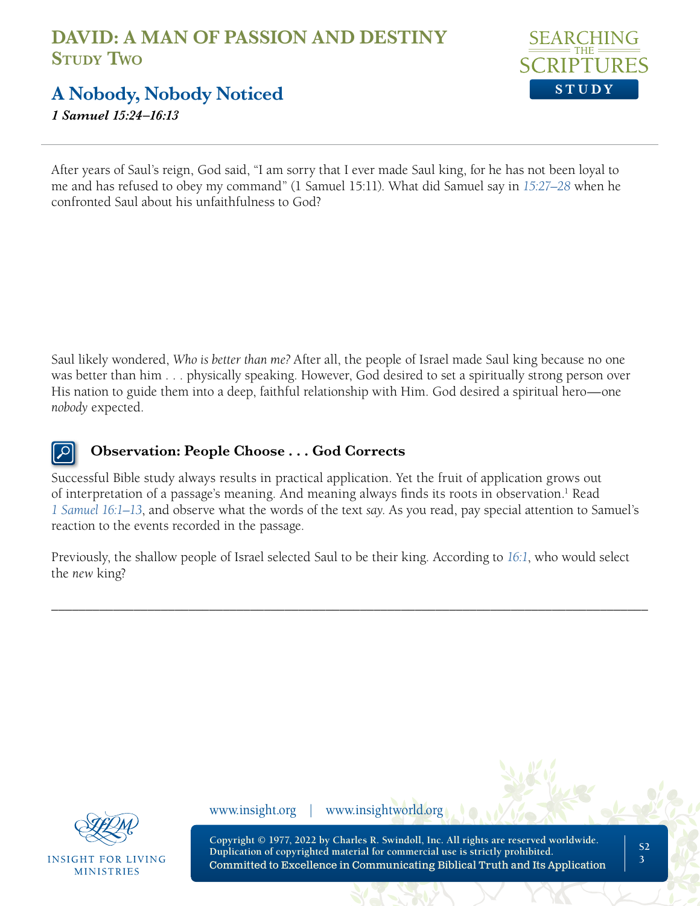# DAVID: A MAN OF PASSION AND DESTINY
## Study Two

## A Nobody, Nobody Noticed

***1 Samuel 15:24–16:13***

After years of Saul's reign, God said, "I am sorry that I ever made Saul king, for he has not been loyal to me and has refused to obey my command" (1 Samuel 15:11). What did Samuel say in 15:27–28 when he confronted Saul about his unfaithfulness to God?

Saul likely wondered, *Who is better than me?* After all, the people of Israel made Saul king because no one was better than him . . . physically speaking. However, God desired to set a spiritually strong person over His nation to guide them into a deep, faithful relationship with Him. God desired a spiritual hero—one *nobody* expected.

### Observation: People Choose . . . God Corrects

Successful Bible study always results in practical application. Yet the fruit of application grows out of interpretation of a passage's meaning. And meaning always finds its roots in observation.[1] Read 1 Samuel 16:1–13, and observe what the words of the text *say*. As you read, pay special attention to Samuel's reaction to the events recorded in the passage.

Previously, the shallow people of Israel selected Saul to be their king. According to 16:1, who would select the *new* king?

_______________________________________________________________________________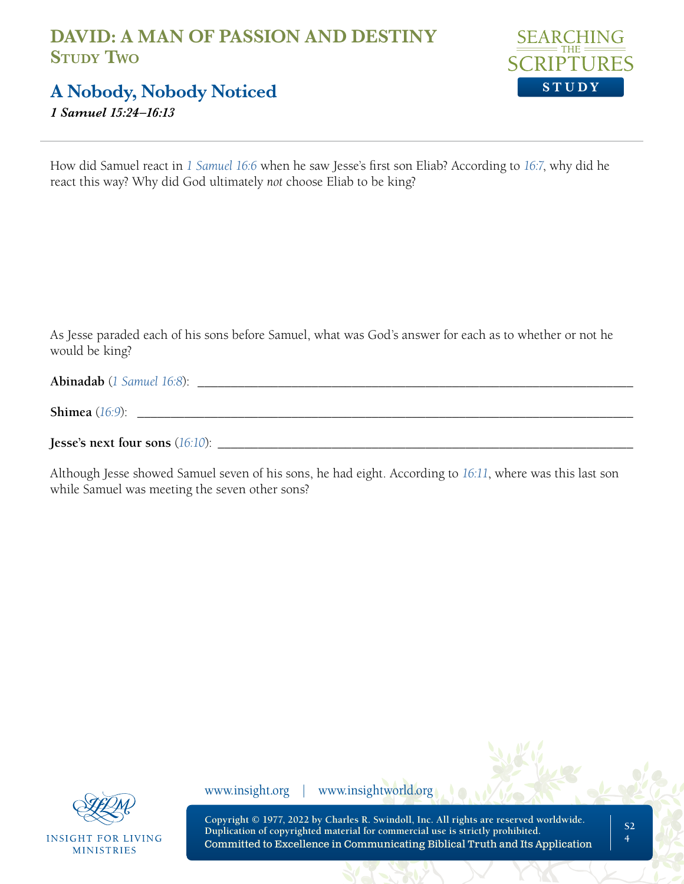How did Samuel react in *1 Samuel 16:6* when he saw Jesse's first son Eliab? According to *16:7*, why did he react this way? Why did God ultimately *not* choose Eliab to be king?

As Jesse paraded each of his sons before Samuel, what was God's answer for each as to whether or not he would be king?

**Abinadab** (*1 Samuel 16:8*): ___________________________________________________________________

**Shimea** (*16:9*): ___________________________________________________________________________

**Jesse's next four sons** (*16:10*): ______________________________________________________________

Although Jesse showed Samuel seven of his sons, he had eight. According to *16:11*, where was this last son while Samuel was meeting the seven other sons?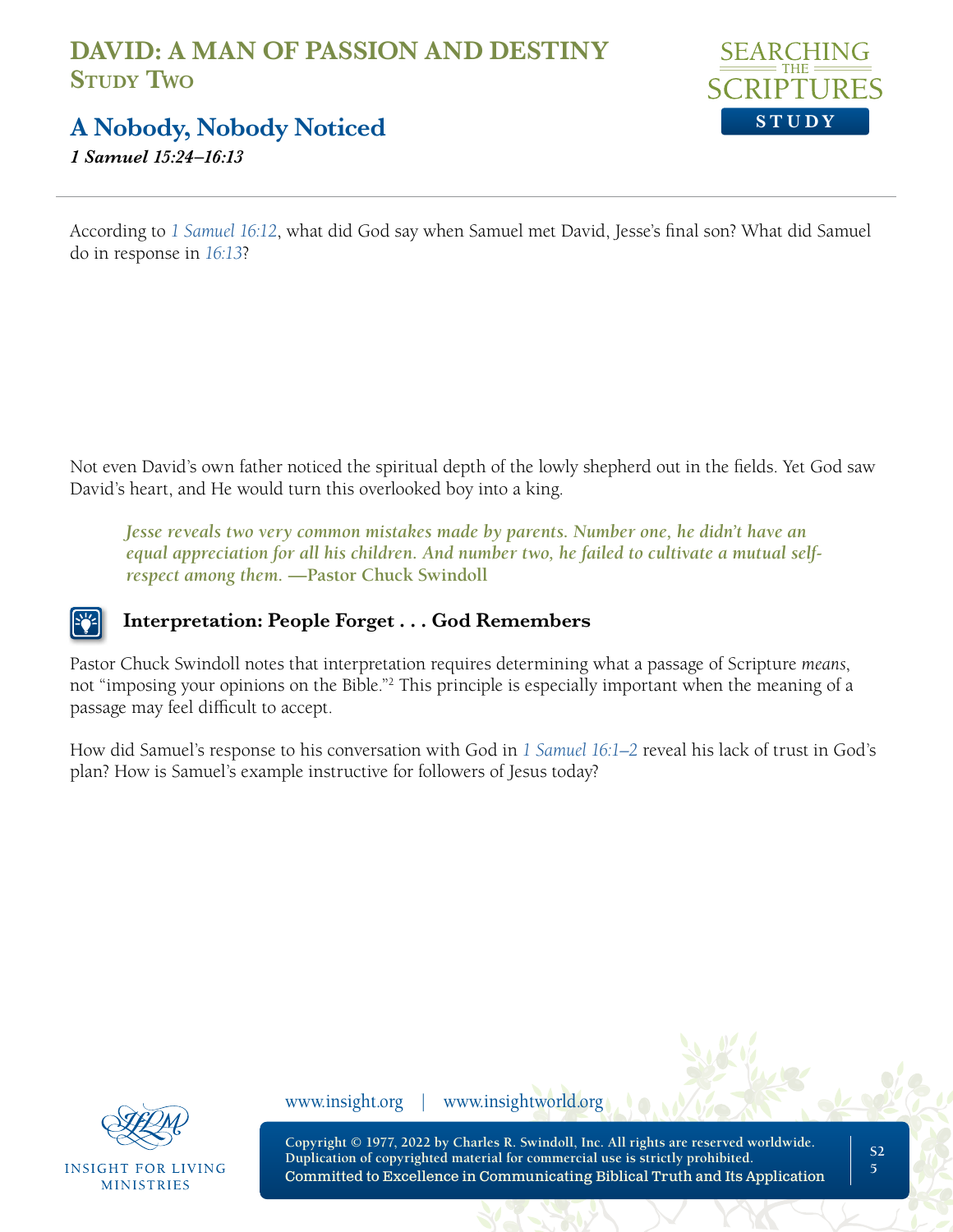According to *1 Samuel 16:12*, what did God say when Samuel met David, Jesse's final son? What did Samuel do in response in *16:13*?

Not even David's own father noticed the spiritual depth of the lowly shepherd out in the fields. Yet God saw David's heart, and He would turn this overlooked boy into a king.

> ***Jesse reveals two very common mistakes made by parents. Number one, he didn't have an equal appreciation for all his children. And number two, he failed to cultivate a mutual self-respect among them.* —Pastor Chuck Swindoll**

### Interpretation: People Forget . . . God Remembers

Pastor Chuck Swindoll notes that interpretation requires determining what a passage of Scripture *means*, not "imposing your opinions on the Bible."[2] This principle is especially important when the meaning of a passage may feel difficult to accept.

How did Samuel's response to his conversation with God in *1 Samuel 16:1–2* reveal his lack of trust in God's plan? How is Samuel's example instructive for followers of Jesus today?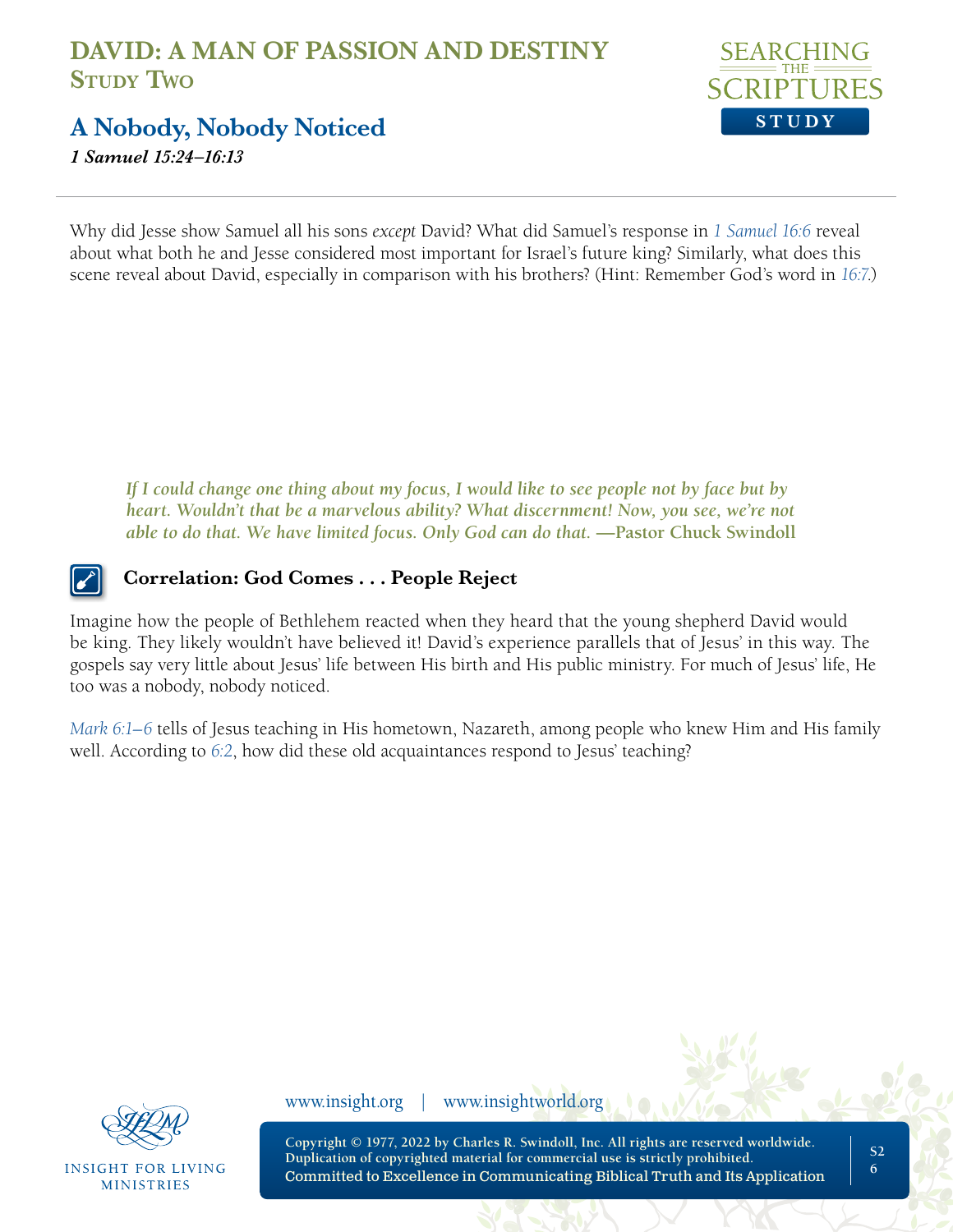Why did Jesse show Samuel all his sons *except* David? What did Samuel's response in 1 Samuel 16:6 reveal about what both he and Jesse considered most important for Israel's future king? Similarly, what does this scene reveal about David, especially in comparison with his brothers? (Hint: Remember God's word in 16:7.)

> ***If I could change one thing about my focus, I would like to see people not by face but by heart. Wouldn't that be a marvelous ability? What discernment! Now, you see, we're not able to do that. We have limited focus. Only God can do that.*** **—Pastor Chuck Swindoll**

### Correlation: God Comes . . . People Reject

Imagine how the people of Bethlehem reacted when they heard that the young shepherd David would be king. They likely wouldn't have believed it! David's experience parallels that of Jesus' in this way. The gospels say very little about Jesus' life between His birth and His public ministry. For much of Jesus' life, He too was a nobody, nobody noticed.

Mark 6:1–6 tells of Jesus teaching in His hometown, Nazareth, among people who knew Him and His family well. According to 6:2, how did these old acquaintances respond to Jesus' teaching?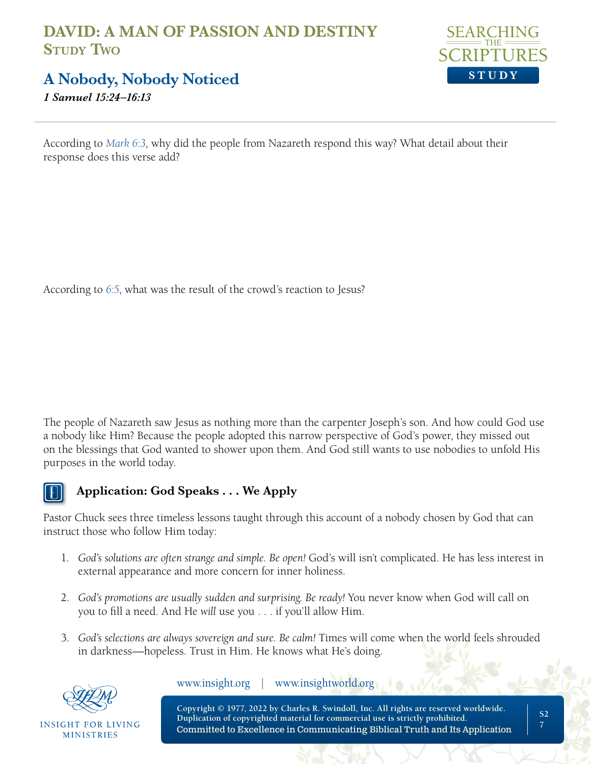According to *Mark 6:3*, why did the people from Nazareth respond this way? What detail about their response does this verse add?

According to *6:5*, what was the result of the crowd's reaction to Jesus?

The people of Nazareth saw Jesus as nothing more than the carpenter Joseph's son. And how could God use a nobody like Him? Because the people adopted this narrow perspective of God's power, they missed out on the blessings that God wanted to shower upon them. And God still wants to use nobodies to unfold His purposes in the world today.

### Application: God Speaks . . . We Apply

Pastor Chuck sees three timeless lessons taught through this account of a nobody chosen by God that can instruct those who follow Him today:

1. *God's solutions are often strange and simple. Be open!* God's will isn't complicated. He has less interest in external appearance and more concern for inner holiness.

2. *God's promotions are usually sudden and surprising. Be ready!* You never know when God will call on you to fill a need. And He *will* use you . . . if you'll allow Him.

3. *God's selections are always sovereign and sure. Be calm!* Times will come when the world feels shrouded in darkness—hopeless. Trust in Him. He knows what He's doing.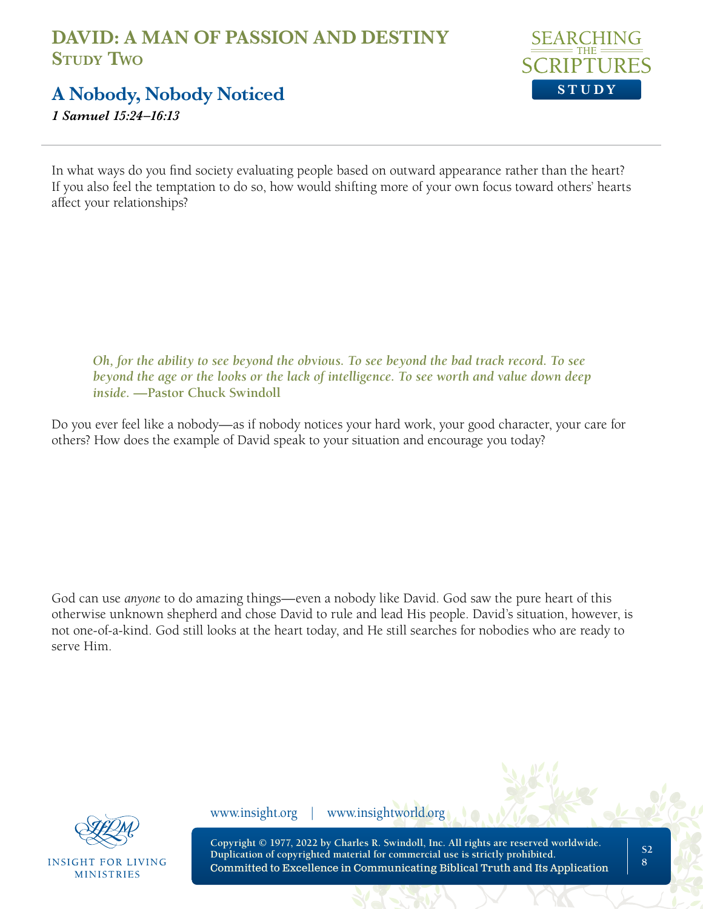# DAVID: A MAN OF PASSION AND DESTINY
## Study Two

## A Nobody, Nobody Noticed
***1 Samuel 15:24–16:13***

In what ways do you find society evaluating people based on outward appearance rather than the heart? If you also feel the temptation to do so, how would shifting more of your own focus toward others' hearts affect your relationships?

> ***Oh, for the ability to see beyond the obvious. To see beyond the bad track record. To see beyond the age or the looks or the lack of intelligence. To see worth and value down deep inside.* —Pastor Chuck Swindoll**

Do you ever feel like a nobody—as if nobody notices your hard work, your good character, your care for others? How does the example of David speak to your situation and encourage you today?

God can use *anyone* to do amazing things—even a nobody like David. God saw the pure heart of this otherwise unknown shepherd and chose David to rule and lead His people. David's situation, however, is not one-of-a-kind. God still looks at the heart today, and He still searches for nobodies who are ready to serve Him.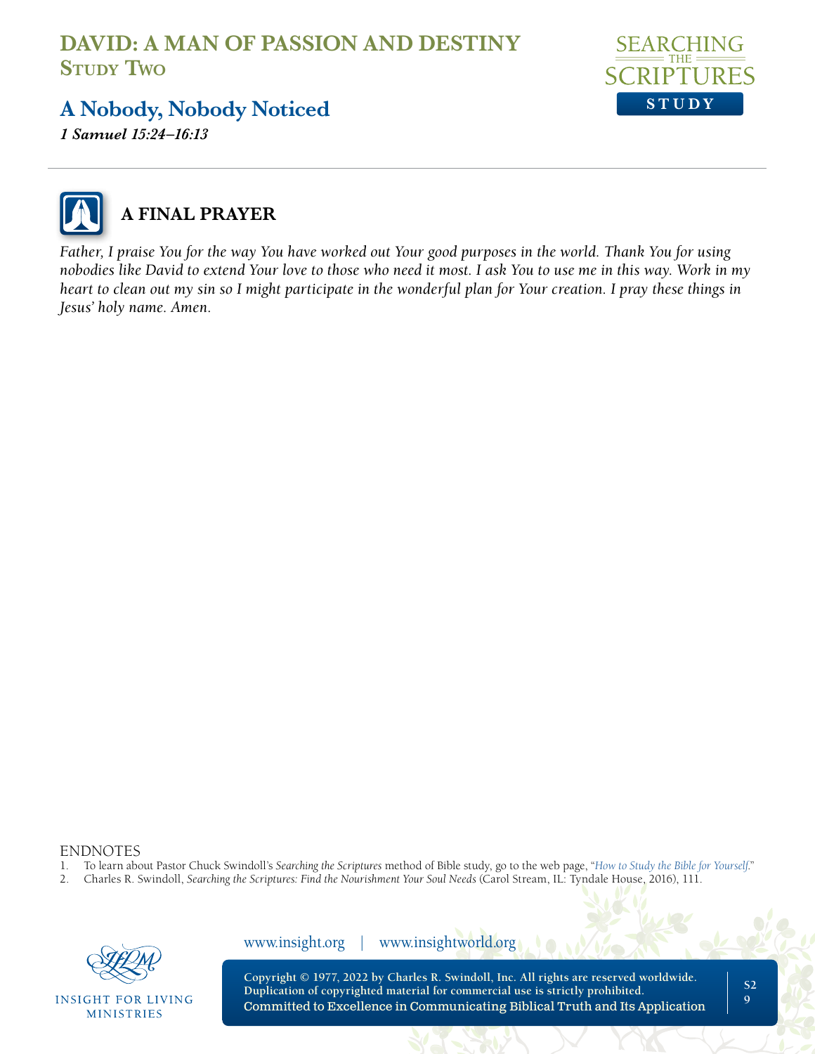## A FINAL PRAYER

*Father, I praise You for the way You have worked out Your good purposes in the world. Thank You for using nobodies like David to extend Your love to those who need it most. I ask You to use me in this way. Work in my heart to clean out my sin so I might participate in the wonderful plan for Your creation. I pray these things in Jesus' holy name. Amen.*

ENDNOTES

1. To learn about Pastor Chuck Swindoll's *Searching the Scriptures* method of Bible study, go to the web page, "*How to Study the Bible for Yourself*."
2. Charles R. Swindoll, *Searching the Scriptures: Find the Nourishment Your Soul Needs* (Carol Stream, IL: Tyndale House, 2016), 111.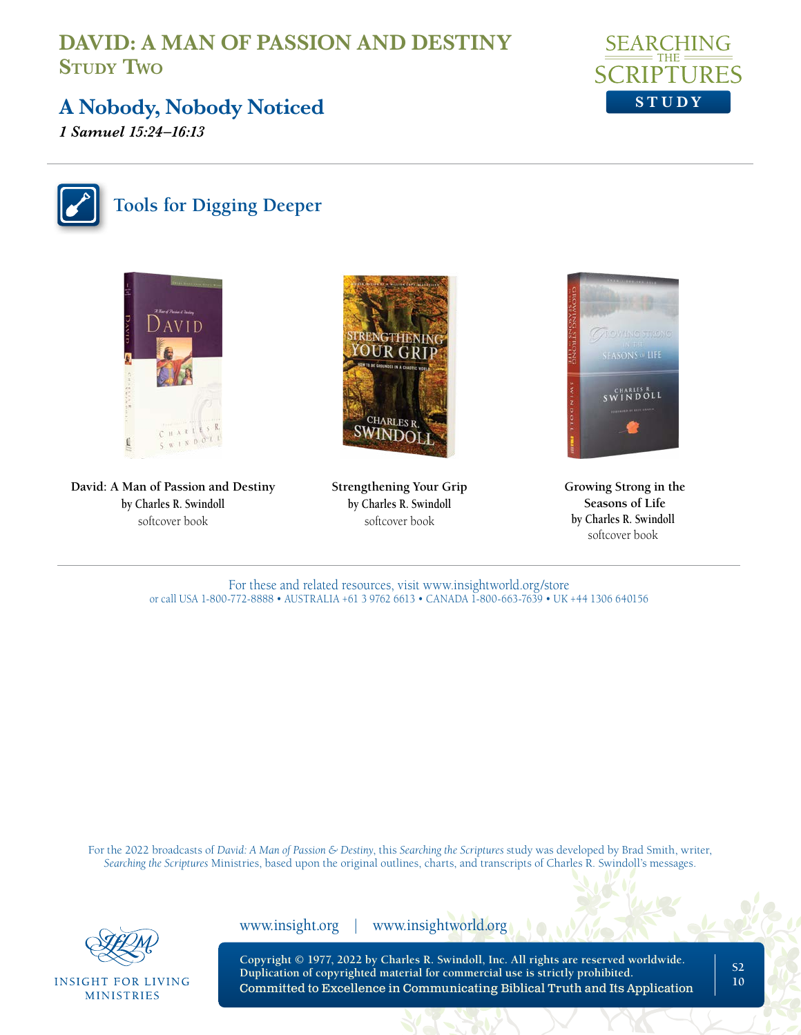# DAVID: A MAN OF PASSION AND DESTINY
## Study Two

SEARCHING THE SCRIPTURES STUDY

## A Nobody, Nobody Noticed

***1 Samuel 15:24–16:13***

### Tools for Digging Deeper

**David: A Man of Passion and Destiny**
by Charles R. Swindoll
softcover book

**Strengthening Your Grip**
by Charles R. Swindoll
softcover book

**Growing Strong in the Seasons of Life**
by Charles R. Swindoll
softcover book

For these and related resources, visit www.insightworld.org/store
or call USA 1-800-772-8888 • AUSTRALIA +61 3 9762 6613 • CANADA 1-800-663-7639 • UK +44 1306 640156

For the 2022 broadcasts of *David: A Man of Passion & Destiny*, this *Searching the Scriptures* study was developed by Brad Smith, writer, *Searching the Scriptures* Ministries, based upon the original outlines, charts, and transcripts of Charles R. Swindoll's messages.

INSIGHT FOR LIVING MINISTRIES

www.insight.org | www.insightworld.org

**Copyright © 1977, 2022 by Charles R. Swindoll, Inc. All rights are reserved worldwide. Duplication of copyrighted material for commercial use is strictly prohibited.**
**Committed to Excellence in Communicating Biblical Truth and Its Application**